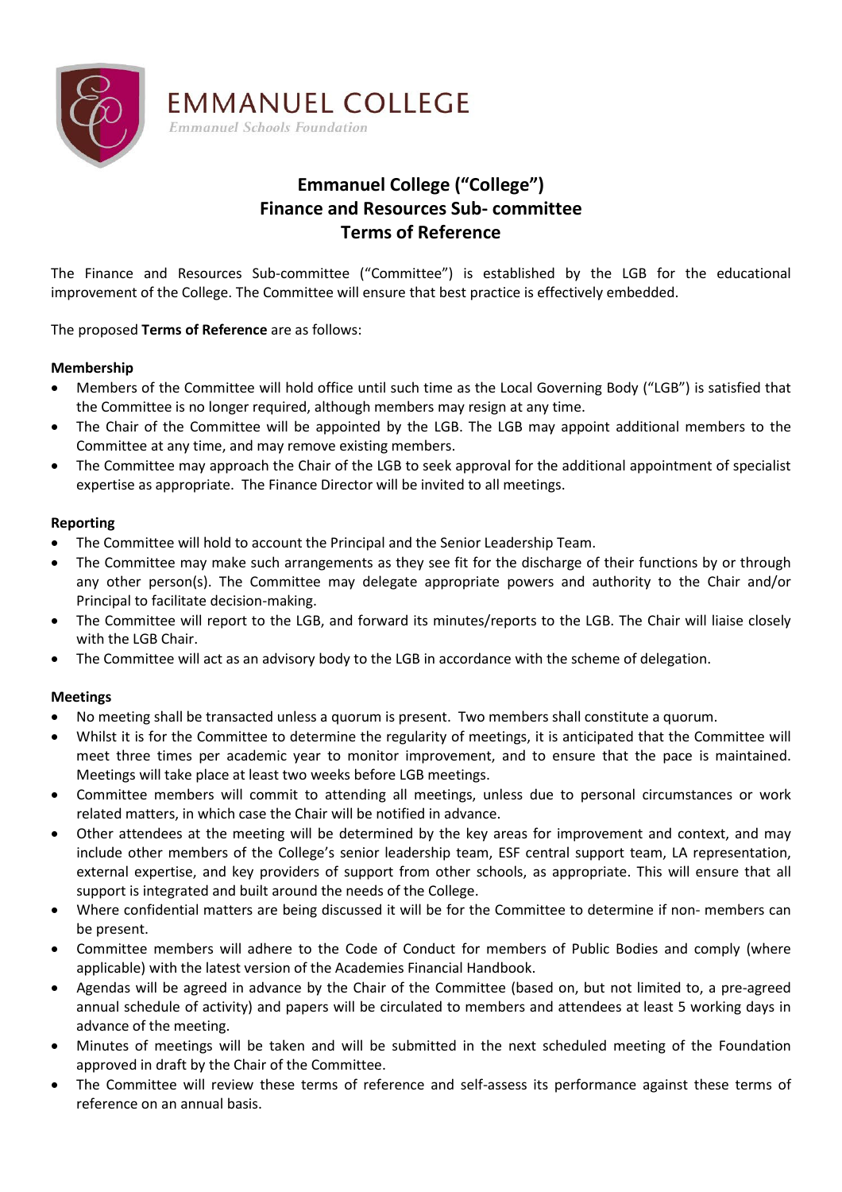EMMANUEL COLLEGE

*Emmanuel Schools Foundation*

# Emmanuel College ("College")
# Finance and Resources Sub- committee
# Terms of Reference

The Finance and Resources Sub-committee ("Committee") is established by the LGB for the educational improvement of the College. The Committee will ensure that best practice is effectively embedded.

The proposed **Terms of Reference** are as follows:

### Membership

- Members of the Committee will hold office until such time as the Local Governing Body ("LGB") is satisfied that the Committee is no longer required, although members may resign at any time.
- The Chair of the Committee will be appointed by the LGB. The LGB may appoint additional members to the Committee at any time, and may remove existing members.
- The Committee may approach the Chair of the LGB to seek approval for the additional appointment of specialist expertise as appropriate. The Finance Director will be invited to all meetings.

### Reporting

- The Committee will hold to account the Principal and the Senior Leadership Team.
- The Committee may make such arrangements as they see fit for the discharge of their functions by or through any other person(s). The Committee may delegate appropriate powers and authority to the Chair and/or Principal to facilitate decision-making.
- The Committee will report to the LGB, and forward its minutes/reports to the LGB. The Chair will liaise closely with the LGB Chair.
- The Committee will act as an advisory body to the LGB in accordance with the scheme of delegation.

### Meetings

- No meeting shall be transacted unless a quorum is present. Two members shall constitute a quorum.
- Whilst it is for the Committee to determine the regularity of meetings, it is anticipated that the Committee will meet three times per academic year to monitor improvement, and to ensure that the pace is maintained. Meetings will take place at least two weeks before LGB meetings.
- Committee members will commit to attending all meetings, unless due to personal circumstances or work related matters, in which case the Chair will be notified in advance.
- Other attendees at the meeting will be determined by the key areas for improvement and context, and may include other members of the College's senior leadership team, ESF central support team, LA representation, external expertise, and key providers of support from other schools, as appropriate. This will ensure that all support is integrated and built around the needs of the College.
- Where confidential matters are being discussed it will be for the Committee to determine if non- members can be present.
- Committee members will adhere to the Code of Conduct for members of Public Bodies and comply (where applicable) with the latest version of the Academies Financial Handbook.
- Agendas will be agreed in advance by the Chair of the Committee (based on, but not limited to, a pre-agreed annual schedule of activity) and papers will be circulated to members and attendees at least 5 working days in advance of the meeting.
- Minutes of meetings will be taken and will be submitted in the next scheduled meeting of the Foundation approved in draft by the Chair of the Committee.
- The Committee will review these terms of reference and self-assess its performance against these terms of reference on an annual basis.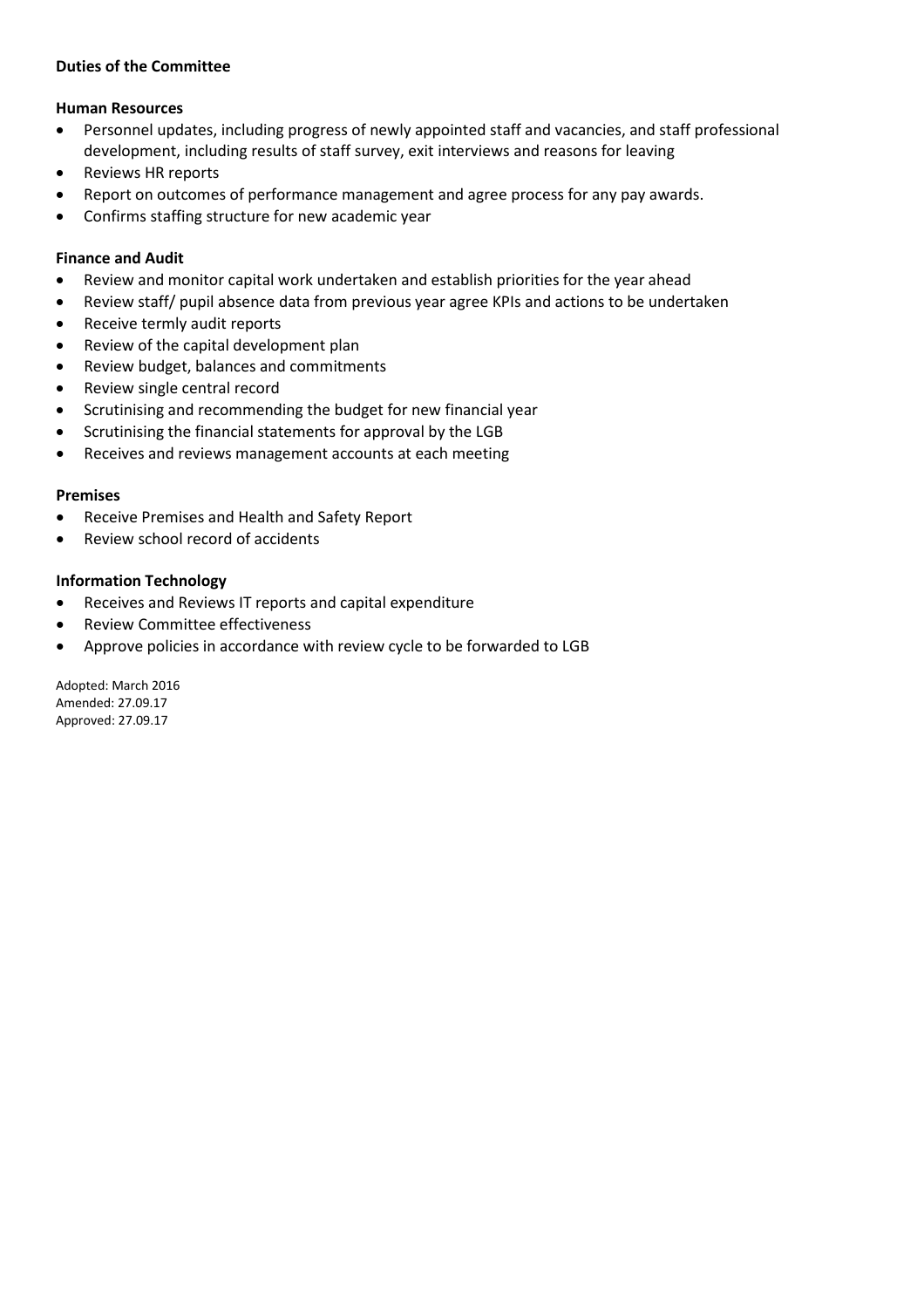**Duties of the Committee**

**Human Resources**

- Personnel updates, including progress of newly appointed staff and vacancies, and staff professional development, including results of staff survey, exit interviews and reasons for leaving
- Reviews HR reports
- Report on outcomes of performance management and agree process for any pay awards.
- Confirms staffing structure for new academic year

**Finance and Audit**

- Review and monitor capital work undertaken and establish priorities for the year ahead
- Review staff/ pupil absence data from previous year agree KPIs and actions to be undertaken
- Receive termly audit reports
- Review of the capital development plan
- Review budget, balances and commitments
- Review single central record
- Scrutinising and recommending the budget for new financial year
- Scrutinising the financial statements for approval by the LGB
- Receives and reviews management accounts at each meeting

**Premises**

- Receive Premises and Health and Safety Report
- Review school record of accidents

**Information Technology**

- Receives and Reviews IT reports and capital expenditure
- Review Committee effectiveness
- Approve policies in accordance with review cycle to be forwarded to LGB

Adopted: March 2016
Amended: 27.09.17
Approved: 27.09.17